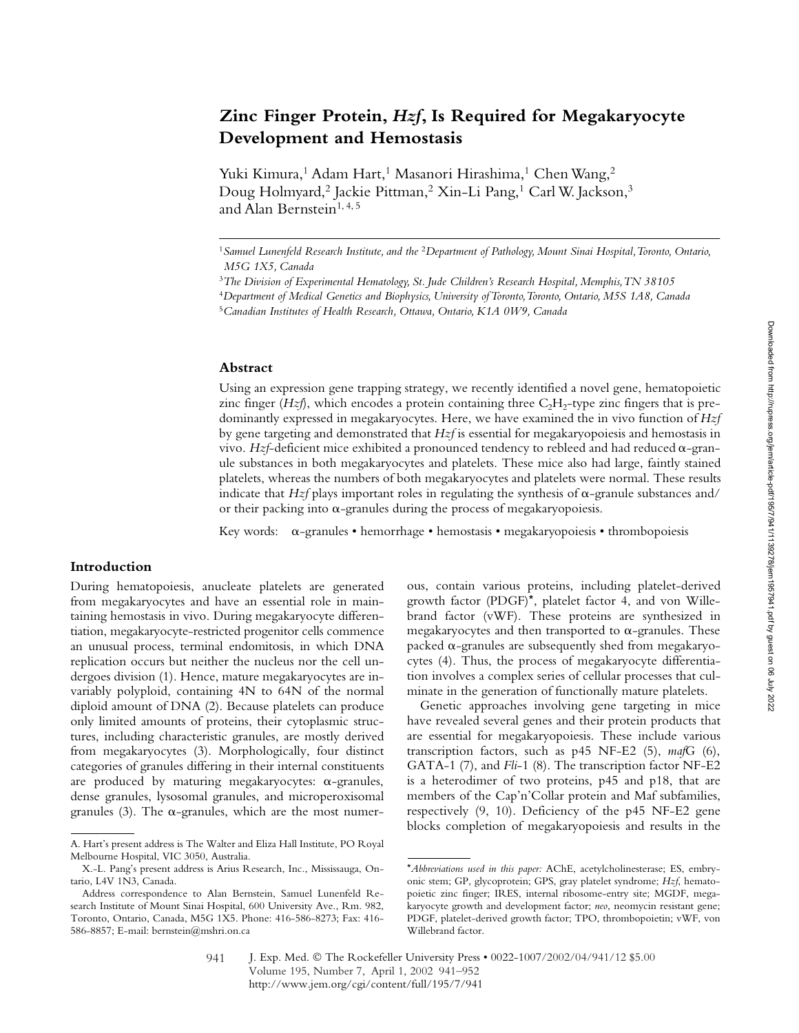# Zinc Finger Protein, *Hzf*, Is Required for Megakaryocyte Development and Hemostasis

Yuki Kimura,[1] Adam Hart,[1] Masanori Hirashima,[1] Chen Wang,[2] Doug Holmyard,[2] Jackie Pittman,[2] Xin-Li Pang,[1] Carl W. Jackson,[3] and Alan Bernstein[1, 4, 5]

[1]Samuel Lunenfeld Research Institute, and the [2]Department of Pathology, Mount Sinai Hospital, Toronto, Ontario, M5G 1X5, Canada

[3]The Division of Experimental Hematology, St. Jude Children's Research Hospital, Memphis, TN 38105

[4]Department of Medical Genetics and Biophysics, University of Toronto, Toronto, Ontario, M5S 1A8, Canada

[5]Canadian Institutes of Health Research, Ottawa, Ontario, K1A 0W9, Canada

## Abstract

Using an expression gene trapping strategy, we recently identified a novel gene, hematopoietic zinc finger (*Hzf*), which encodes a protein containing three $C_2H_2$-type zinc fingers that is predominantly expressed in megakaryocytes. Here, we have examined the in vivo function of *Hzf* by gene targeting and demonstrated that *Hzf* is essential for megakaryopoiesis and hemostasis in vivo. *Hzf*-deficient mice exhibited a pronounced tendency to rebleed and had reduced α-granule substances in both megakaryocytes and platelets. These mice also had large, faintly stained platelets, whereas the numbers of both megakaryocytes and platelets were normal. These results indicate that *Hzf* plays important roles in regulating the synthesis of α-granule substances and/or their packing into α-granules during the process of megakaryopoiesis.

Key words: α-granules • hemorrhage • hemostasis • megakaryopoiesis • thrombopoiesis

## Introduction

During hematopoiesis, anucleate platelets are generated from megakaryocytes and have an essential role in maintaining hemostasis in vivo. During megakaryocyte differentiation, megakaryocyte-restricted progenitor cells commence an unusual process, terminal endomitosis, in which DNA replication occurs but neither the nucleus nor the cell undergoes division (1). Hence, mature megakaryocytes are invariably polyploid, containing 4N to 64N of the normal diploid amount of DNA (2). Because platelets can produce only limited amounts of proteins, their cytoplasmic structures, including characteristic granules, are mostly derived from megakaryocytes (3). Morphologically, four distinct categories of granules differing in their internal constituents are produced by maturing megakaryocytes: α-granules, dense granules, lysosomal granules, and microperoxisomal granules (3). The α-granules, which are the most numerous, contain various proteins, including platelet-derived growth factor (PDGF)*, platelet factor 4, and von Willebrand factor (vWF). These proteins are synthesized in megakaryocytes and then transported to α-granules. These packed α-granules are subsequently shed from megakaryocytes (4). Thus, the process of megakaryocyte differentiation involves a complex series of cellular processes that culminate in the generation of functionally mature platelets.

Genetic approaches involving gene targeting in mice have revealed several genes and their protein products that are essential for megakaryopoiesis. These include various transcription factors, such as p45 NF-E2 (5), *maf*G (6), GATA-1 (7), and *Fli*-1 (8). The transcription factor NF-E2 is a heterodimer of two proteins, p45 and p18, that are members of the Cap'n'Collar protein and Maf subfamilies, respectively (9, 10). Deficiency of the p45 NF-E2 gene blocks completion of megakaryopoiesis and results in the

A. Hart's present address is The Walter and Eliza Hall Institute, PO Royal Melbourne Hospital, VIC 3050, Australia.

X.-L. Pang's present address is Arius Research, Inc., Mississauga, Ontario, L4V 1N3, Canada.

Address correspondence to Alan Bernstein, Samuel Lunenfeld Research Institute of Mount Sinai Hospital, 600 University Ave., Rm. 982, Toronto, Ontario, Canada, M5G 1X5. Phone: 416-586-8273; Fax: 416-586-8857; E-mail: bernstein@mshri.on.ca

*Abbreviations used in this paper:* AChE, acetylcholinesterase; ES, embryonic stem; GP, glycoprotein; GPS, gray platelet syndrome; *Hzf*, hematopoietic zinc finger; IRES, internal ribosome-entry site; MGDF, megakaryocyte growth and development factor; *neo*, neomycin resistant gene; PDGF, platelet-derived growth factor; TPO, thrombopoietin; vWF, von Willebrand factor.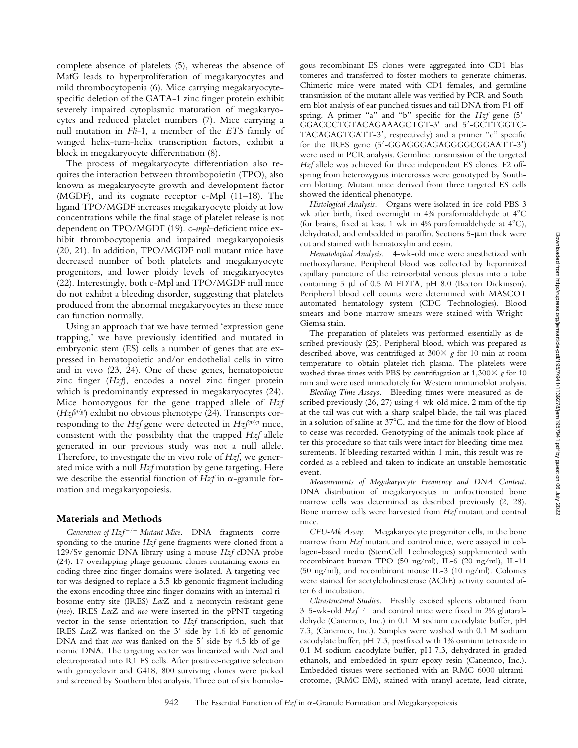complete absence of platelets (5), whereas the absence of MafG leads to hyperproliferation of megakaryocytes and mild thrombocytopenia (6). Mice carrying megakaryocyte-specific deletion of the GATA-1 zinc finger protein exhibit severely impaired cytoplasmic maturation of megakaryocytes and reduced platelet numbers (7). Mice carrying a null mutation in *Fli*-1, a member of the *ETS* family of winged helix-turn-helix transcription factors, exhibit a block in megakaryocyte differentiation (8).

The process of megakaryocyte differentiation also requires the interaction between thrombopoietin (TPO), also known as megakaryocyte growth and development factor (MGDF), and its cognate receptor c-Mpl (11–18). The ligand TPO/MGDF increases megakaryocyte ploidy at low concentrations while the final stage of platelet release is not dependent on TPO/MGDF (19). c-*mpl*–deficient mice exhibit thrombocytopenia and impaired megakaryopoiesis (20, 21). In addition, TPO/MGDF null mutant mice have decreased number of both platelets and megakaryocyte progenitors, and lower ploidy levels of megakaryocytes (22). Interestingly, both c-Mpl and TPO/MGDF null mice do not exhibit a bleeding disorder, suggesting that platelets produced from the abnormal megakaryocytes in these mice can function normally.

Using an approach that we have termed 'expression gene trapping,' we have previously identified and mutated in embryonic stem (ES) cells a number of genes that are expressed in hematopoietic and/or endothelial cells in vitro and in vivo (23, 24). One of these genes, hematopoietic zinc finger (*Hzf*), encodes a novel zinc finger protein which is predominantly expressed in megakaryocytes (24). Mice homozygous for the gene trapped allele of *Hzf* ($Hzf^{gt/gt}$) exhibit no obvious phenotype (24). Transcripts corresponding to the *Hzf* gene were detected in $Hzf^{gt/gt}$ mice, consistent with the possibility that the trapped *Hzf* allele generated in our previous study was not a null allele. Therefore, to investigate the in vivo role of *Hzf*, we generated mice with a null *Hzf* mutation by gene targeting. Here we describe the essential function of *Hzf* in α-granule formation and megakaryopoiesis.

## Materials and Methods

*Generation of $Hzf^{-/-}$ Mutant Mice.* DNA fragments corresponding to the murine *Hzf* gene fragments were cloned from a 129/Sv genomic DNA library using a mouse *Hzf* cDNA probe (24). 17 overlapping phage genomic clones containing exons encoding three zinc finger domains were isolated. A targeting vector was designed to replace a 5.5-kb genomic fragment including the exons encoding three zinc finger domains with an internal ribosome-entry site (IRES) *LacZ* and a neomycin resistant gene (*neo*). IRES *LacZ* and *neo* were inserted in the pPNT targeting vector in the sense orientation to *Hzf* transcription, such that IRES *LacZ* was flanked on the 3′ side by 1.6 kb of genomic DNA and that *neo* was flanked on the 5′ side by 4.5 kb of genomic DNA. The targeting vector was linearized with *Not*I and electroporated into R1 ES cells. After positive-negative selection with gancyclovir and G418, 800 surviving clones were picked and screened by Southern blot analysis. Three out of six homologous recombinant ES clones were aggregated into CD1 blastomeres and transferred to foster mothers to generate chimeras. Chimeric mice were mated with CD1 females, and germline transmission of the mutant allele was verified by PCR and Southern blot analysis of ear punched tissues and tail DNA from F1 offspring. A primer "a" and "b" specific for the *Hzf* gene (5′-GGACCCTGTACAGAAAGCTGT-3′ and 5′-GCTTGGTCTACAGAGTGATT-3′, respectively) and a primer "c" specific for the IRES gene (5′-GGAGGGAGAGGGGCGGAATT-3′) were used in PCR analysis. Germline transmission of the targeted *Hzf* allele was achieved for three independent ES clones. F2 offspring from heterozygous intercrosses were genotyped by Southern blotting. Mutant mice derived from three targeted ES cells showed the identical phenotype.

*Histological Analysis.* Organs were isolated in ice-cold PBS 3 wk after birth, fixed overnight in 4% paraformaldehyde at 4°C (for brains, fixed at least 1 wk in 4% paraformaldehyde at 4°C), dehydrated, and embedded in paraffin. Sections 5-μm thick were cut and stained with hematoxylin and eosin.

*Hematological Analysis.* 4-wk-old mice were anesthetized with methoxyflurane. Peripheral blood was collected by heparinized capillary puncture of the retroorbital venous plexus into a tube containing 5 μl of 0.5 M EDTA, pH 8.0 (Becton Dickinson). Peripheral blood cell counts were determined with MASCOT automated hematology system (CDC Technologies). Blood smears and bone marrow smears were stained with Wright-Giemsa stain.

The preparation of platelets was performed essentially as described previously (25). Peripheral blood, which was prepared as described above, was centrifuged at 300× *g* for 10 min at room temperature to obtain platelet-rich plasma. The platelets were washed three times with PBS by centrifugation at 1,300× *g* for 10 min and were used immediately for Western immunoblot analysis.

*Bleeding Time Assays.* Bleeding times were measured as described previously (26, 27) using 4-wk-old mice. 2 mm of the tip at the tail was cut with a sharp scalpel blade, the tail was placed in a solution of saline at 37°C, and the time for the flow of blood to cease was recorded. Genotyping of the animals took place after this procedure so that tails were intact for bleeding-time measurements. If bleeding restarted within 1 min, this result was recorded as a rebleed and taken to indicate an unstable hemostatic event.

*Measurements of Megakaryocyte Frequency and DNA Content.* DNA distribution of megakaryocytes in unfractionated bone marrow cells was determined as described previously (2, 28). Bone marrow cells were harvested from *Hzf* mutant and control mice.

*CFU-Mk Assay.* Megakaryocyte progenitor cells, in the bone marrow from *Hzf* mutant and control mice, were assayed in collagen-based media (StemCell Technologies) supplemented with recombinant human TPO (50 ng/ml), IL-6 (20 ng/ml), IL-11 (50 ng/ml), and recombinant mouse IL-3 (10 ng/ml). Colonies were stained for acetylcholinesterase (AChE) activity counted after 6 d incubation.

*Ultrastructural Studies.* Freshly excised spleens obtained from 3–5-wk-old $Hzf^{-/-}$ and control mice were fixed in 2% glutaraldehyde (Canemco, Inc.) in 0.1 M sodium cacodylate buffer, pH 7.3, (Canemco, Inc.). Samples were washed with 0.1 M sodium cacodylate buffer, pH 7.3, postfixed with 1% osmium tetroxide in 0.1 M sodium cacodylate buffer, pH 7.3, dehydrated in graded ethanols, and embedded in spurr epoxy resin (Canemco, Inc.). Embedded tissues were sectioned with an RMC 6000 ultramicrotome, (RMC-EM), stained with uranyl acetate, lead citrate,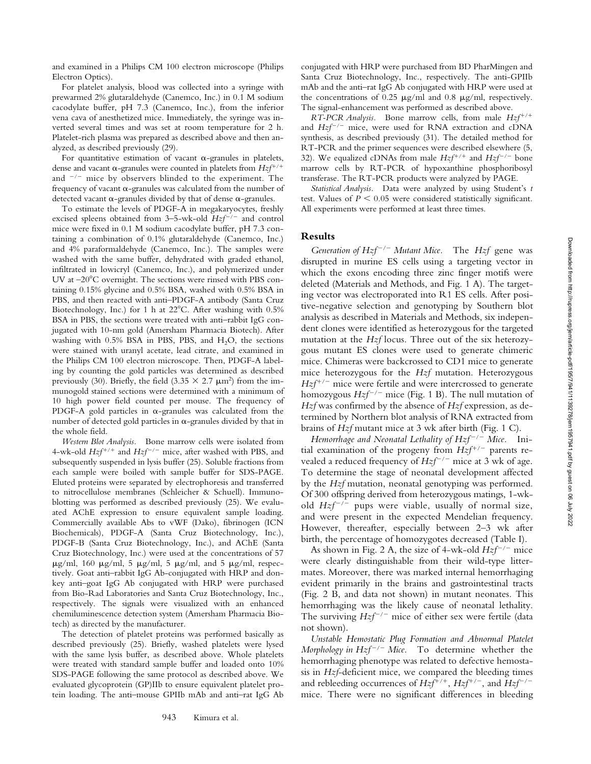and examined in a Philips CM 100 electron microscope (Philips Electron Optics).

For platelet analysis, blood was collected into a syringe with prewarmed 2% glutaraldehyde (Canemco, Inc.) in 0.1 M sodium cacodylate buffer, pH 7.3 (Canemco, Inc.), from the inferior vena cava of anesthetized mice. Immediately, the syringe was inverted several times and was set at room temperature for 2 h. Platelet-rich plasma was prepared as described above and then analyzed, as described previously (29).

For quantitative estimation of vacant α-granules in platelets, dense and vacant α-granules were counted in platelets from $Hzf^{+/+}$ and $^{-/-}$ mice by observers blinded to the experiment. The frequency of vacant α-granules was calculated from the number of detected vacant α-granules divided by that of dense α-granules.

To estimate the levels of PDGF-A in megakaryocytes, freshly excised spleens obtained from 3–5-wk-old $Hzf^{-/-}$ and control mice were fixed in 0.1 M sodium cacodylate buffer, pH 7.3 containing a combination of 0.1% glutaraldehyde (Canemco, Inc.) and 4% paraformaldehyde (Canemco, Inc.). The samples were washed with the same buffer, dehydrated with graded ethanol, infiltrated in lowicryl (Canemco, Inc.), and polymerized under UV at −20°C overnight. The sections were rinsed with PBS containing 0.15% glycine and 0.5% BSA, washed with 0.5% BSA in PBS, and then reacted with anti–PDGF-A antibody (Santa Cruz Biotechnology, Inc.) for 1 h at 22°C. After washing with 0.5% BSA in PBS, the sections were treated with anti–rabbit IgG conjugated with 10-nm gold (Amersham Pharmacia Biotech). After washing with 0.5% BSA in PBS, PBS, and $H_2O$, the sections were stained with uranyl acetate, lead citrate, and examined in the Philips CM 100 electron microscope. Then, PDGF-A labeling by counting the gold particles was determined as described previously (30). Briefly, the field (3.35 × 2.7 $\mu m^2$) from the immunogold stained sections were determined with a minimum of 10 high power field counted per mouse. The frequency of PDGF-A gold particles in α-granules was calculated from the number of detected gold particles in α-granules divided by that in the whole field.

*Western Blot Analysis.* Bone marrow cells were isolated from 4-wk-old $Hzf^{+/+}$ and $Hzf^{-/-}$ mice, after washed with PBS, and subsequently suspended in lysis buffer (25). Soluble fractions from each sample were boiled with sample buffer for SDS-PAGE. Eluted proteins were separated by electrophoresis and transferred to nitrocellulose membranes (Schleicher & Schuell). Immunoblotting was performed as described previously (25). We evaluated AChE expression to ensure equivalent sample loading. Commercially available Abs to vWF (Dako), fibrinogen (ICN Biochemicals), PDGF-A (Santa Cruz Biotechnology, Inc.), PDGF-B (Santa Cruz Biotechnology, Inc.), and AChE (Santa Cruz Biotechnology, Inc.) were used at the concentrations of 57 μg/ml, 160 μg/ml, 5 μg/ml, 5 μg/ml, and 5 μg/ml, respectively. Goat anti–rabbit IgG Ab-conjugated with HRP and donkey anti–goat IgG Ab conjugated with HRP were purchased from Bio-Rad Laboratories and Santa Cruz Biotechnology, Inc., respectively. The signals were visualized with an enhanced chemiluminescence detection system (Amersham Pharmacia Biotech) as directed by the manufacturer.

The detection of platelet proteins was performed basically as described previously (25). Briefly, washed platelets were lysed with the same lysis buffer, as described above. Whole platelets were treated with standard sample buffer and loaded onto 10% SDS-PAGE following the same protocol as described above. We evaluated glycoprotein (GP)IIb to ensure equivalent platelet protein loading. The anti–mouse GPIIb mAb and anti–rat IgG Ab conjugated with HRP were purchased from BD PharMingen and Santa Cruz Biotechnology, Inc., respectively. The anti-GPIIb mAb and the anti–rat IgG Ab conjugated with HRP were used at the concentrations of 0.25 μg/ml and 0.8 μg/ml, respectively. The signal-enhancement was performed as described above.

*RT-PCR Analysis.* Bone marrow cells, from male $Hzf^{+/+}$ and $Hzf^{-/-}$ mice, were used for RNA extraction and cDNA synthesis, as described previously (31). The detailed method for RT-PCR and the primer sequences were described elsewhere (5, 32). We equalized cDNAs from male $Hzf^{+/+}$ and $Hzf^{-/-}$ bone marrow cells by RT-PCR of hypoxanthine phosphoribosyl transferase. The RT-PCR products were analyzed by PAGE.

*Statistical Analysis.* Data were analyzed by using Student's *t* test. Values of $P < 0.05$ were considered statistically significant. All experiments were performed at least three times.

## Results

*Generation of $Hzf^{-/-}$ Mutant Mice.* The *Hzf* gene was disrupted in murine ES cells using a targeting vector in which the exons encoding three zinc finger motifs were deleted (Materials and Methods, and Fig. 1 A). The targeting vector was electroporated into R1 ES cells. After positive-negative selection and genotyping by Southern blot analysis as described in Materials and Methods, six independent clones were identified as heterozygous for the targeted mutation at the *Hzf* locus. Three out of the six heterozygous mutant ES clones were used to generate chimeric mice. Chimeras were backcrossed to CD1 mice to generate mice heterozygous for the *Hzf* mutation. Heterozygous $Hzf^{+/-}$ mice were fertile and were intercrossed to generate homozygous $Hzf^{-/-}$ mice (Fig. 1 B). The null mutation of *Hzf* was confirmed by the absence of *Hzf* expression, as determined by Northern blot analysis of RNA extracted from brains of *Hzf* mutant mice at 3 wk after birth (Fig. 1 C).

*Hemorrhage and Neonatal Lethality of $Hzf^{-/-}$ Mice.* Initial examination of the progeny from $Hzf^{+/-}$ parents revealed a reduced frequency of $Hzf^{-/-}$ mice at 3 wk of age. To determine the stage of neonatal development affected by the *Hzf* mutation, neonatal genotyping was performed. Of 300 offspring derived from heterozygous matings, 1-wk-old $Hzf^{-/-}$ pups were viable, usually of normal size, and were present in the expected Mendelian frequency. However, thereafter, especially between 2–3 wk after birth, the percentage of homozygotes decreased (Table I).

As shown in Fig. 2 A, the size of 4-wk-old $Hzf^{-/-}$ mice were clearly distinguishable from their wild-type littermates. Moreover, there was marked internal hemorrhaging evident primarily in the brains and gastrointestinal tracts (Fig. 2 B, and data not shown) in mutant neonates. This hemorrhaging was the likely cause of neonatal lethality. The surviving $Hzf^{-/-}$ mice of either sex were fertile (data not shown).

*Unstable Hemostatic Plug Formation and Abnormal Platelet Morphology in $Hzf^{-/-}$ Mice.* To determine whether the hemorrhaging phenotype was related to defective hemostasis in *Hzf*-deficient mice, we compared the bleeding times and rebleeding occurrences of $Hzf^{+/+}$, $Hzf^{+/-}$, and $Hzf^{-/-}$ mice. There were no significant differences in bleeding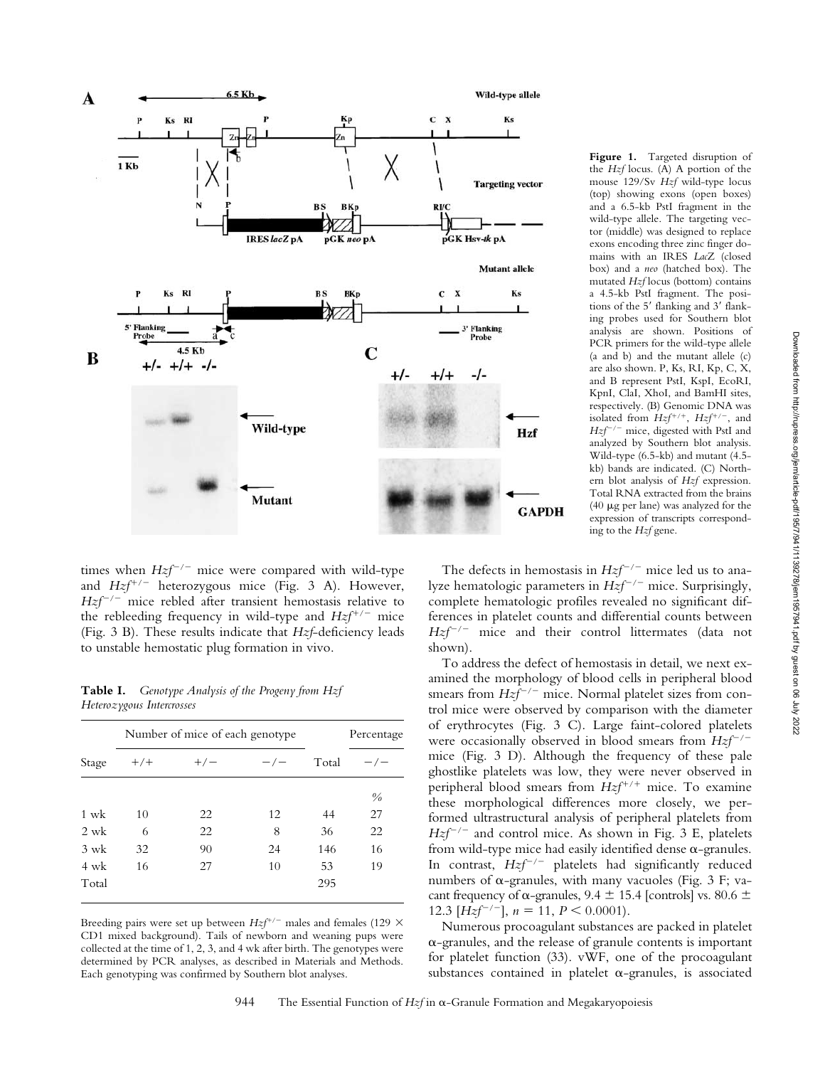Figure 1. Targeted disruption of the *Hzf* locus. (A) A portion of the mouse 129/Sv *Hzf* wild-type locus (top) showing exons (open boxes) and a 6.5-kb PstI fragment in the wild-type allele. The targeting vector (middle) was designed to replace exons encoding three zinc finger domains with an IRES *LacZ* (closed box) and a *neo* (hatched box). The mutated *Hzf* locus (bottom) contains a 4.5-kb PstI fragment. The positions of the 5′ flanking and 3′ flanking probes used for Southern blot analysis are shown. Positions of PCR primers for the wild-type allele (a and b) and the mutant allele (c) are also shown. P, Ks, RI, Kp, C, X, and B represent PstI, KspI, EcoRI, KpnI, ClaI, XhoI, and BamHI sites, respectively. (B) Genomic DNA was isolated from $Hzf^{+/+}$, $Hzf^{+/-}$, and $Hzf^{-/-}$ mice, digested with PstI and analyzed by Southern blot analysis. Wild-type (6.5-kb) and mutant (4.5-kb) bands are indicated. (C) Northern blot analysis of *Hzf* expression. Total RNA extracted from the brains (40 μg per lane) was analyzed for the expression of transcripts corresponding to the *Hzf* gene.

times when $Hzf^{-/-}$ mice were compared with wild-type and $Hzf^{+/-}$ heterozygous mice (Fig. 3 A). However, $Hzf^{-/-}$ mice rebled after transient hemostasis relative to the rebleeding frequency in wild-type and $Hzf^{+/-}$ mice (Fig. 3 B). These results indicate that *Hzf*-deficiency leads to unstable hemostatic plug formation in vivo.

**Table I.** *Genotype Analysis of the Progeny from Hzf Heterozygous Intercrosses*

| Stage | Number of mice of each genotype | | | Total | Percentage |
|---|---|---|---|---|---|
| | +/+ | +/− | −/− | | −/− |
| | | | | | % |
| 1 wk | 10 | 22 | 12 | 44 | 27 |
| 2 wk | 6 | 22 | 8 | 36 | 22 |
| 3 wk | 32 | 90 | 24 | 146 | 16 |
| 4 wk | 16 | 27 | 10 | 53 | 19 |
| Total | | | | 295 | |

Breeding pairs were set up between $Hzf^{+/-}$ males and females (129 × CD1 mixed background). Tails of newborn and weaning pups were collected at the time of 1, 2, 3, and 4 wk after birth. The genotypes were determined by PCR analyses, as described in Materials and Methods. Each genotyping was confirmed by Southern blot analyses.

The defects in hemostasis in $Hzf^{-/-}$ mice led us to analyze hematologic parameters in $Hzf^{-/-}$ mice. Surprisingly, complete hematologic profiles revealed no significant differences in platelet counts and differential counts between $Hzf^{-/-}$ mice and their control littermates (data not shown).

To address the defect of hemostasis in detail, we next examined the morphology of blood cells in peripheral blood smears from $Hzf^{-/-}$ mice. Normal platelet sizes from control mice were observed by comparison with the diameter of erythrocytes (Fig. 3 C). Large faint-colored platelets were occasionally observed in blood smears from $Hzf^{-/-}$ mice (Fig. 3 D). Although the frequency of these pale ghostlike platelets was low, they were never observed in peripheral blood smears from $Hzf^{+/+}$ mice. To examine these morphological differences more closely, we performed ultrastructural analysis of peripheral platelets from $Hzf^{-/-}$ and control mice. As shown in Fig. 3 E, platelets from wild-type mice had easily identified dense α-granules. In contrast, $Hzf^{-/-}$ platelets had significantly reduced numbers of α-granules, with many vacuoles (Fig. 3 F; vacant frequency of α-granules, 9.4 ± 15.4 [controls] vs. 80.6 ± 12.3 [$Hzf^{-/-}$], $n = 11$, $P < 0.0001$).

Numerous procoagulant substances are packed in platelet α-granules, and the release of granule contents is important for platelet function (33). vWF, one of the procoagulant substances contained in platelet α-granules, is associated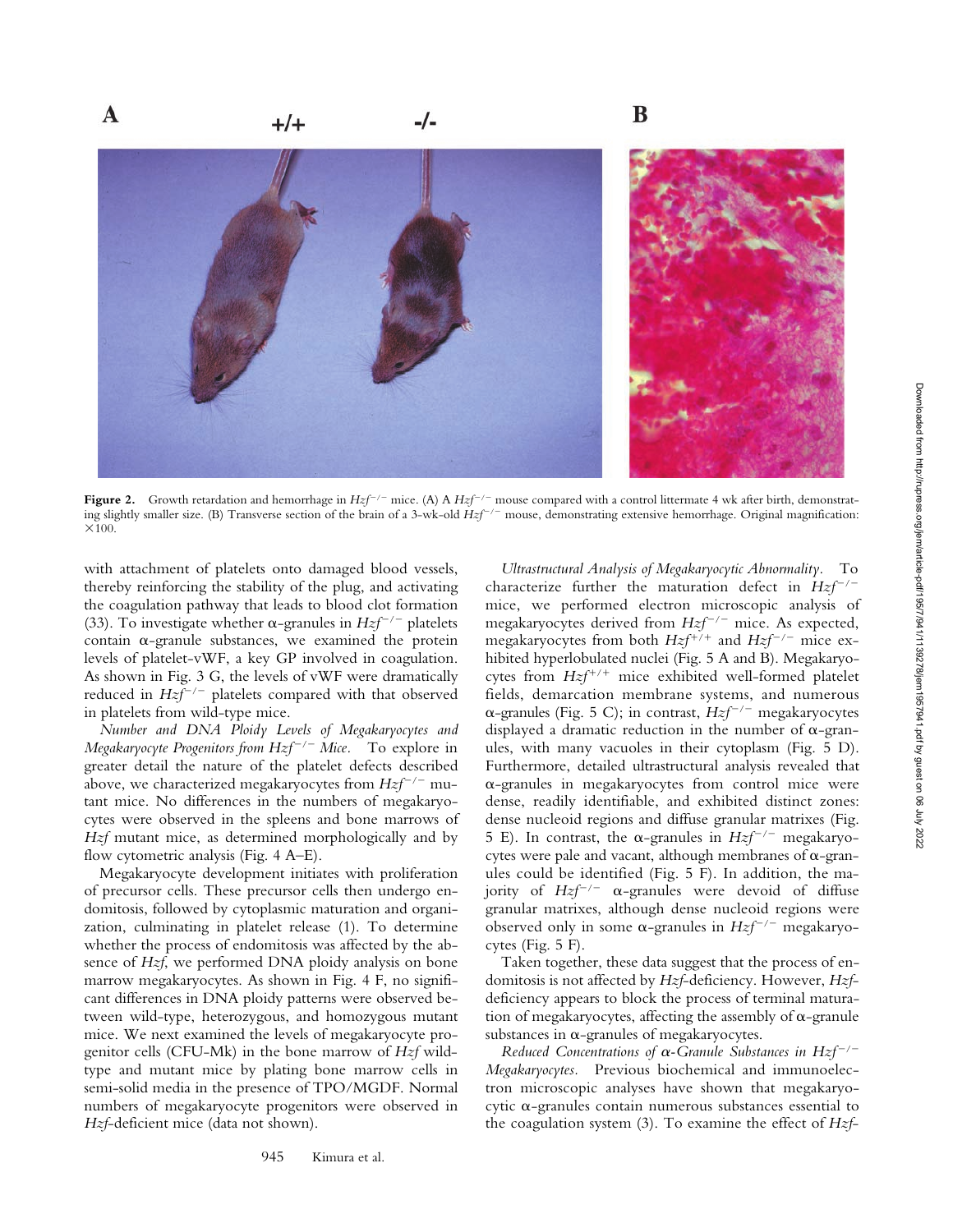**Figure 2.** Growth retardation and hemorrhage in $Hzf^{-/-}$ mice. (A) A $Hzf^{-/-}$ mouse compared with a control littermate 4 wk after birth, demonstrating slightly smaller size. (B) Transverse section of the brain of a 3-wk-old $Hzf^{-/-}$ mouse, demonstrating extensive hemorrhage. Original magnification: ×100.

with attachment of platelets onto damaged blood vessels, thereby reinforcing the stability of the plug, and activating the coagulation pathway that leads to blood clot formation (33). To investigate whether α-granules in $Hzf^{-/-}$ platelets contain α-granule substances, we examined the protein levels of platelet-vWF, a key GP involved in coagulation. As shown in Fig. 3 G, the levels of vWF were dramatically reduced in $Hzf^{-/-}$ platelets compared with that observed in platelets from wild-type mice.

*Number and DNA Ploidy Levels of Megakaryocytes and Megakaryocyte Progenitors from $Hzf^{-/-}$ Mice.* To explore in greater detail the nature of the platelet defects described above, we characterized megakaryocytes from $Hzf^{-/-}$ mutant mice. No differences in the numbers of megakaryocytes were observed in the spleens and bone marrows of *Hzf* mutant mice, as determined morphologically and by flow cytometric analysis (Fig. 4 A–E).

Megakaryocyte development initiates with proliferation of precursor cells. These precursor cells then undergo endomitosis, followed by cytoplasmic maturation and organization, culminating in platelet release (1). To determine whether the process of endomitosis was affected by the absence of *Hzf*, we performed DNA ploidy analysis on bone marrow megakaryocytes. As shown in Fig. 4 F, no significant differences in DNA ploidy patterns were observed between wild-type, heterozygous, and homozygous mutant mice. We next examined the levels of megakaryocyte progenitor cells (CFU-Mk) in the bone marrow of *Hzf* wild-type and mutant mice by plating bone marrow cells in semi-solid media in the presence of TPO/MGDF. Normal numbers of megakaryocyte progenitors were observed in *Hzf*-deficient mice (data not shown).

*Ultrastructural Analysis of Megakaryocytic Abnormality.* To characterize further the maturation defect in $Hzf^{-/-}$ mice, we performed electron microscopic analysis of megakaryocytes derived from $Hzf^{-/-}$ mice. As expected, megakaryocytes from both $Hzf^{+/+}$ and $Hzf^{-/-}$ mice exhibited hyperlobulated nuclei (Fig. 5 A and B). Megakaryocytes from $Hzf^{+/+}$ mice exhibited well-formed platelet fields, demarcation membrane systems, and numerous α-granules (Fig. 5 C); in contrast, $Hzf^{-/-}$ megakaryocytes displayed a dramatic reduction in the number of α-granules, with many vacuoles in their cytoplasm (Fig. 5 D). Furthermore, detailed ultrastructural analysis revealed that α-granules in megakaryocytes from control mice were dense, readily identifiable, and exhibited distinct zones: dense nucleoid regions and diffuse granular matrixes (Fig. 5 E). In contrast, the α-granules in $Hzf^{-/-}$ megakaryocytes were pale and vacant, although membranes of α-granules could be identified (Fig. 5 F). In addition, the majority of $Hzf^{-/-}$ α-granules were devoid of diffuse granular matrixes, although dense nucleoid regions were observed only in some α-granules in $Hzf^{-/-}$ megakaryocytes (Fig. 5 F).

Taken together, these data suggest that the process of endomitosis is not affected by *Hzf*-deficiency. However, *Hzf*-deficiency appears to block the process of terminal maturation of megakaryocytes, affecting the assembly of α-granule substances in α-granules of megakaryocytes.

*Reduced Concentrations of α-Granule Substances in $Hzf^{-/-}$ Megakaryocytes.* Previous biochemical and immunoelectron microscopic analyses have shown that megakaryocytic α-granules contain numerous substances essential to the coagulation system (3). To examine the effect of *Hzf*-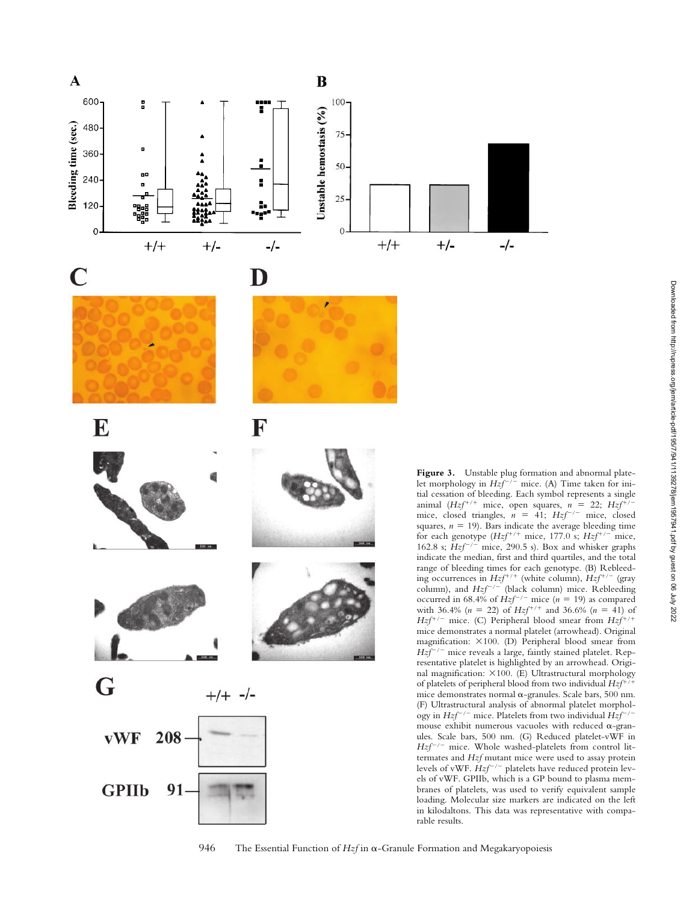**Figure 3.** Unstable plug formation and abnormal platelet morphology in $Hzf^{-/-}$ mice. (A) Time taken for initial cessation of bleeding. Each symbol represents a single animal ($Hzf^{+/+}$ mice, open squares, $n = 22$; $Hzf^{+/-}$ mice, closed triangles, $n = 41$; $Hzf^{-/-}$ mice, closed squares, $n = 19$). Bars indicate the average bleeding time for each genotype ($Hzf^{+/+}$ mice, 177.0 s; $Hzf^{+/-}$ mice, 162.8 s; $Hzf^{-/-}$ mice, 290.5 s). Box and whisker graphs indicate the median, first and third quartiles, and the total range of bleeding times for each genotype. (B) Rebleeding occurrences in $Hzf^{+/+}$ (white column), $Hzf^{+/-}$ (gray column), and $Hzf^{-/-}$ (black column) mice. Rebleeding occurred in 68.4% of $Hzf^{-/-}$ mice ($n = 19$) as compared with 36.4% ($n = 22$) of $Hzf^{+/+}$ and 36.6% ($n = 41$) of $Hzf^{+/-}$ mice. (C) Peripheral blood smear from $Hzf^{+/+}$ mice demonstrates a normal platelet (arrowhead). Original magnification: ×100. (D) Peripheral blood smear from $Hzf^{-/-}$ mice reveals a large, faintly stained platelet. Representative platelet is highlighted by an arrowhead. Original magnification: ×100. (E) Ultrastructural morphology of platelets of peripheral blood from two individual $Hzf^{+/+}$ mice demonstrates normal α-granules. Scale bars, 500 nm. (F) Ultrastructural analysis of abnormal platelet morphology in $Hzf^{-/-}$ mice. Platelets from two individual $Hzf^{-/-}$ mouse exhibit numerous vacuoles with reduced α-granules. Scale bars, 500 nm. (G) Reduced platelet-vWF in $Hzf^{-/-}$ mice. Whole washed-platelets from control littermates and *Hzf* mutant mice were used to assay protein levels of vWF. $Hzf^{-/-}$ platelets have reduced protein levels of vWF. GPIIb, which is a GP bound to plasma membranes of platelets, was used to verify equivalent sample loading. Molecular size markers are indicated on the left in kilodaltons. This data was representative with comparable results.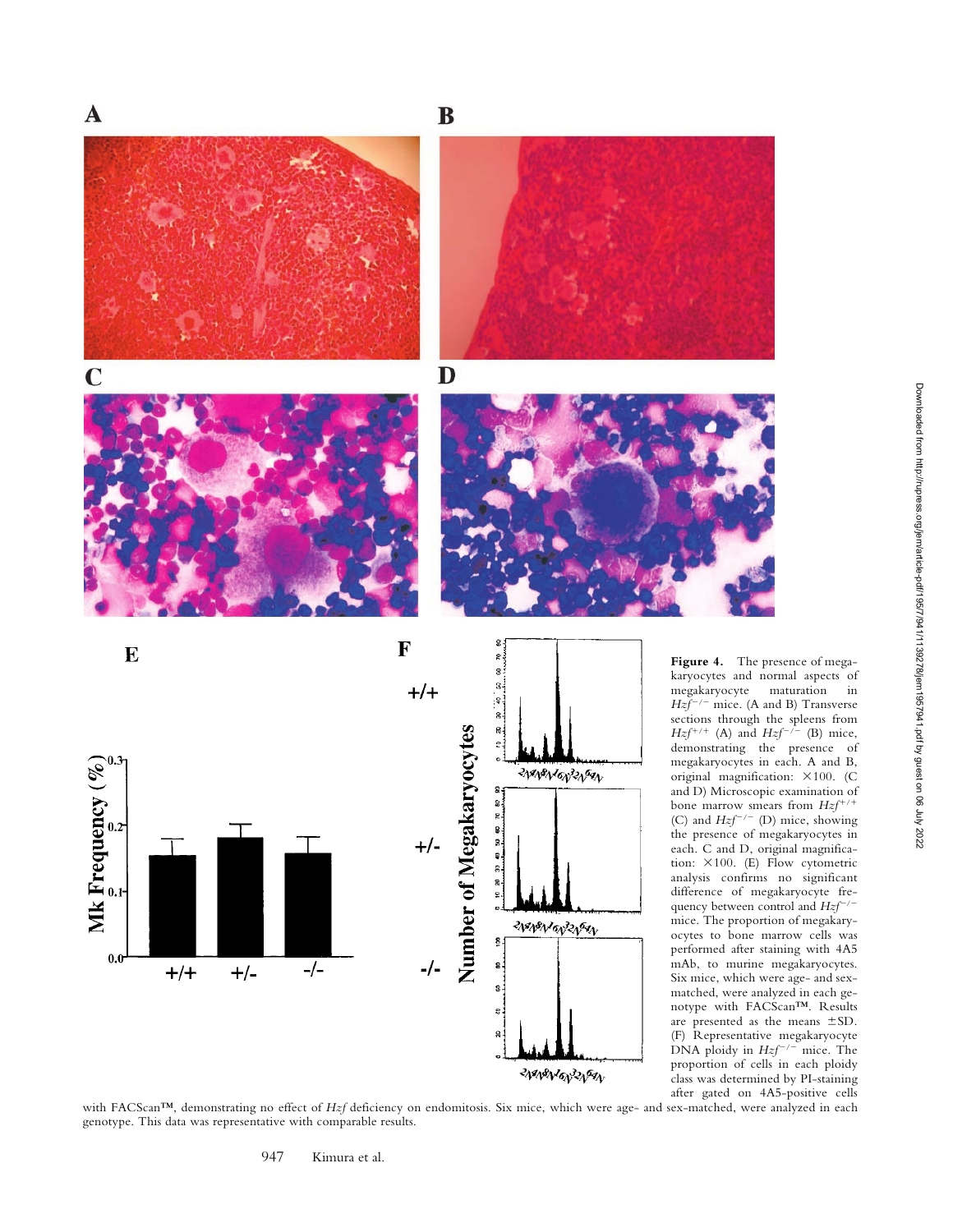**Figure 4.** The presence of megakaryocytes and normal aspects of megakaryocyte maturation in $Hzf^{-/-}$ mice. (A and B) Transverse sections through the spleens from $Hzf^{+/+}$ (A) and $Hzf^{-/-}$ (B) mice, demonstrating the presence of megakaryocytes in each. A and B, original magnification: ×100. (C and D) Microscopic examination of bone marrow smears from $Hzf^{+/+}$ (C) and $Hzf^{-/-}$ (D) mice, showing the presence of megakaryocytes in each. C and D, original magnification: ×100. (E) Flow cytometric analysis confirms no significant difference of megakaryocyte frequency between control and $Hzf^{-/-}$ mice. The proportion of megakaryocytes to bone marrow cells was performed after staining with 4A5 mAb, to murine megakaryocytes. Six mice, which were age- and sex-matched, were analyzed in each genotype with FACScan™. Results are presented as the means ±SD. (F) Representative megakaryocyte DNA ploidy in $Hzf^{-/-}$ mice. The proportion of cells in each ploidy class was determined by PI-staining after gated on 4A5-positive cells with FACScan™, demonstrating no effect of *Hzf* deficiency on endomitosis. Six mice, which were age- and sex-matched, were analyzed in each genotype. This data was representative with comparable results.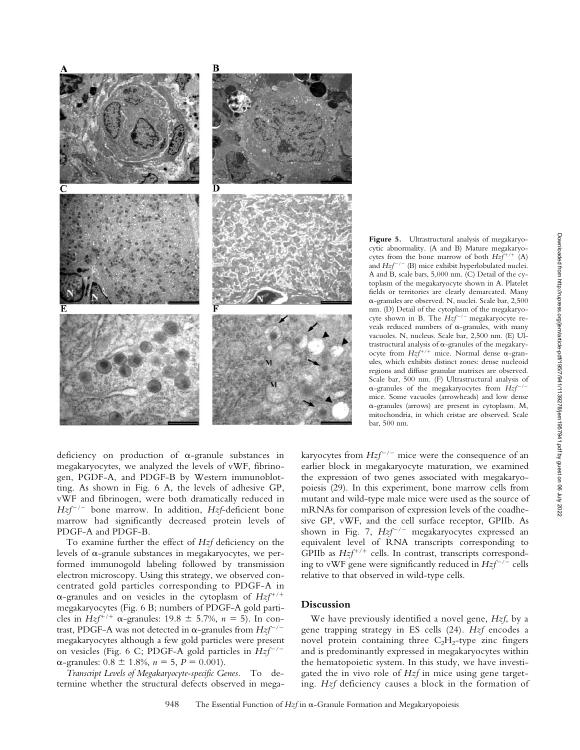**Figure 5.** Ultrastructural analysis of megakaryocytic abnormality. (A and B) Mature megakaryocytes from the bone marrow of both $Hzf^{+/+}$ (A) and $Hzf^{-/-}$ (B) mice exhibit hyperlobulated nuclei. A and B, scale bars, 5,000 nm. (C) Detail of the cytoplasm of the megakaryocyte shown in A. Platelet fields or territories are clearly demarcated. Many α-granules are observed. N, nuclei. Scale bar, 2,500 nm. (D) Detail of the cytoplasm of the megakaryocyte shown in B. The $Hzf^{-/-}$ megakaryocyte reveals reduced numbers of α-granules, with many vacuoles. N, nucleus. Scale bar, 2,500 nm. (E) Ultrastructural analysis of α-granules of the megakaryocyte from $Hzf^{+/+}$ mice. Normal dense α-granules, which exhibits distinct zones: dense nucleoid regions and diffuse granular matrixes are observed. Scale bar, 500 nm. (F) Ultrastructural analysis of α-granules of the megakaryocytes from $Hzf^{-/-}$ mice. Some vacuoles (arrowheads) and low dense α-granules (arrows) are present in cytoplasm. M, mitochondria, in which cristae are observed. Scale bar, 500 nm.

deficiency on production of α-granule substances in megakaryocytes, we analyzed the levels of vWF, fibrinogen, PGDF-A, and PDGF-B by Western immunoblotting. As shown in Fig. 6 A, the levels of adhesive GP, vWF and fibrinogen, were both dramatically reduced in $Hzf^{-/-}$ bone marrow. In addition, *Hzf*-deficient bone marrow had significantly decreased protein levels of PDGF-A and PDGF-B.

To examine further the effect of *Hzf* deficiency on the levels of α-granule substances in megakaryocytes, we performed immunogold labeling followed by transmission electron microscopy. Using this strategy, we observed concentrated gold particles corresponding to PDGF-A in α-granules and on vesicles in the cytoplasm of $Hzf^{+/+}$ megakaryocytes (Fig. 6 B; numbers of PDGF-A gold particles in $Hzf^{+/+}$ α-granules: 19.8 ± 5.7%, $n = 5$). In contrast, PDGF-A was not detected in α-granules from $Hzf^{-/-}$ megakaryocytes although a few gold particles were present on vesicles (Fig. 6 C; PDGF-A gold particles in $Hzf^{-/-}$ α-granules: 0.8 ± 1.8%, $n = 5$, $P = 0.001$).

*Transcript Levels of Megakaryocyte-specific Genes.* To determine whether the structural defects observed in megakaryocytes from $Hzf^{-/-}$ mice were the consequence of an earlier block in megakaryocyte maturation, we examined the expression of two genes associated with megakaryopoiesis (29). In this experiment, bone marrow cells from mutant and wild-type male mice were used as the source of mRNAs for comparison of expression levels of the coadhesive GP, vWF, and the cell surface receptor, GPIIb. As shown in Fig. 7, $Hzf^{-/-}$ megakaryocytes expressed an equivalent level of RNA transcripts corresponding to GPIIb as $Hzf^{+/+}$ cells. In contrast, transcripts corresponding to vWF gene were significantly reduced in $Hzf^{-/-}$ cells relative to that observed in wild-type cells.

## Discussion

We have previously identified a novel gene, *Hzf*, by a gene trapping strategy in ES cells (24). *Hzf* encodes a novel protein containing three $C_2H_2$-type zinc fingers and is predominantly expressed in megakaryocytes within the hematopoietic system. In this study, we have investigated the in vivo role of *Hzf* in mice using gene targeting. *Hzf* deficiency causes a block in the formation of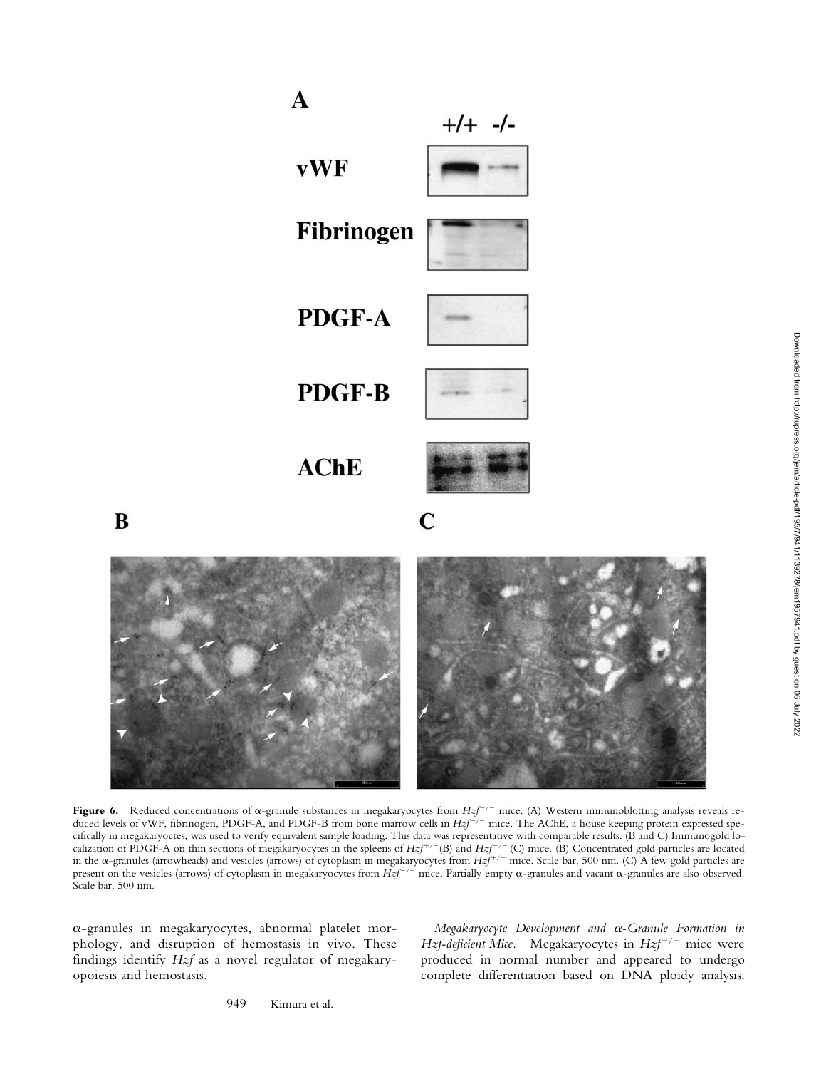**Figure 6.** Reduced concentrations of α-granule substances in megakaryocytes from $Hzf^{-/-}$ mice. (A) Western immunoblotting analysis reveals reduced levels of vWF, fibrinogen, PDGF-A, and PDGF-B from bone marrow cells in $Hzf^{-/-}$ mice. The AChE, a house keeping protein expressed specifically in megakaryoctes, was used to verify equivalent sample loading. This data was representative with comparable results. (B and C) Immunogold localization of PDGF-A on thin sections of megakaryocytes in the spleens of $Hzf^{+/+}$(B) and $Hzf^{-/-}$ (C) mice. (B) Concentrated gold particles are located in the α-granules (arrowheads) and vesicles (arrows) of cytoplasm in megakaryocytes from $Hzf^{+/+}$ mice. Scale bar, 500 nm. (C) A few gold particles are present on the vesicles (arrows) of cytoplasm in megakaryocytes from $Hzf^{-/-}$ mice. Partially empty α-granules and vacant α-granules are also observed. Scale bar, 500 nm.

α-granules in megakaryocytes, abnormal platelet morphology, and disruption of hemostasis in vivo. These findings identify *Hzf* as a novel regulator of megakaryopoiesis and hemostasis.

*Megakaryocyte Development and α-Granule Formation in Hzf-deficient Mice.* Megakaryocytes in $Hzf^{-/-}$ mice were produced in normal number and appeared to undergo complete differentiation based on DNA ploidy analysis.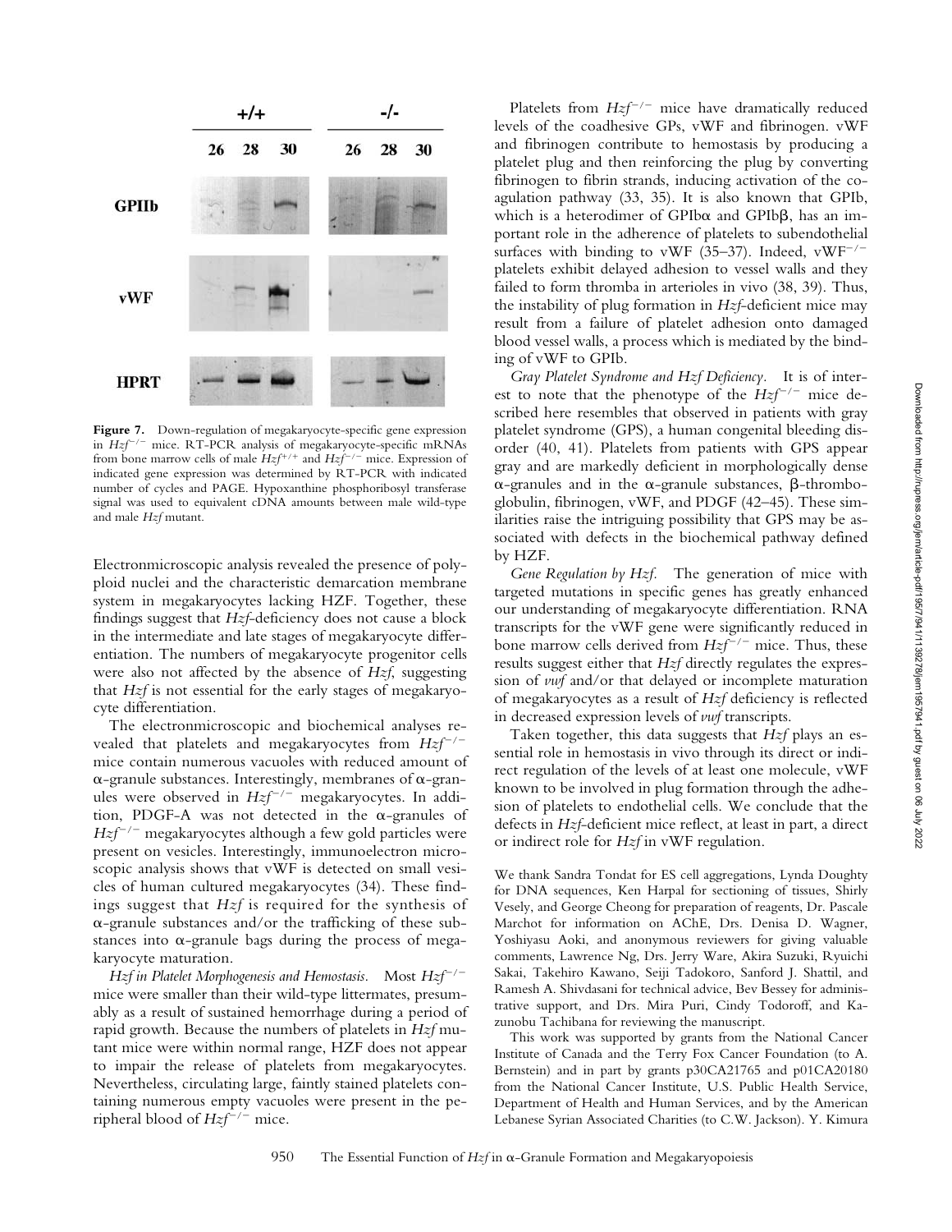**Figure 7.** Down-regulation of megakaryocyte-specific gene expression in $Hzf^{-/-}$ mice. RT-PCR analysis of megakaryocyte-specific mRNAs from bone marrow cells of male $Hzf^{+/+}$ and $Hzf^{-/-}$ mice. Expression of indicated gene expression was determined by RT-PCR with indicated number of cycles and PAGE. Hypoxanthine phosphoribosyl transferase signal was used to equivalent cDNA amounts between male wild-type and male *Hzf* mutant.

Electronmicroscopic analysis revealed the presence of polyploid nuclei and the characteristic demarcation membrane system in megakaryocytes lacking HZF. Together, these findings suggest that *Hzf*-deficiency does not cause a block in the intermediate and late stages of megakaryocyte differentiation. The numbers of megakaryocyte progenitor cells were also not affected by the absence of *Hzf*, suggesting that *Hzf* is not essential for the early stages of megakaryocyte differentiation.

The electronmicroscopic and biochemical analyses revealed that platelets and megakaryocytes from $Hzf^{-/-}$ mice contain numerous vacuoles with reduced amount of α-granule substances. Interestingly, membranes of α-granules were observed in $Hzf^{-/-}$ megakaryocytes. In addition, PDGF-A was not detected in the α-granules of $Hzf^{-/-}$ megakaryocytes although a few gold particles were present on vesicles. Interestingly, immunoelectron microscopic analysis shows that vWF is detected on small vesicles of human cultured megakaryocytes (34). These findings suggest that *Hzf* is required for the synthesis of α-granule substances and/or the trafficking of these substances into α-granule bags during the process of megakaryocyte maturation.

*Hzf in Platelet Morphogenesis and Hemostasis.* Most $Hzf^{-/-}$ mice were smaller than their wild-type littermates, presumably as a result of sustained hemorrhage during a period of rapid growth. Because the numbers of platelets in *Hzf* mutant mice were within normal range, HZF does not appear to impair the release of platelets from megakaryocytes. Nevertheless, circulating large, faintly stained platelets containing numerous empty vacuoles were present in the peripheral blood of $Hzf^{-/-}$ mice.

Platelets from $Hzf^{-/-}$ mice have dramatically reduced levels of the coadhesive GPs, vWF and fibrinogen. vWF and fibrinogen contribute to hemostasis by producing a platelet plug and then reinforcing the plug by converting fibrinogen to fibrin strands, inducing activation of the coagulation pathway (33, 35). It is also known that GPIb, which is a heterodimer of GPIbα and GPIbβ, has an important role in the adherence of platelets to subendothelial surfaces with binding to vWF (35–37). Indeed, $vWF^{-/-}$ platelets exhibit delayed adhesion to vessel walls and they failed to form thromba in arterioles in vivo (38, 39). Thus, the instability of plug formation in *Hzf*-deficient mice may result from a failure of platelet adhesion onto damaged blood vessel walls, a process which is mediated by the binding of vWF to GPIb.

*Gray Platelet Syndrome and Hzf Deficiency.* It is of interest to note that the phenotype of the $Hzf^{-/-}$ mice described here resembles that observed in patients with gray platelet syndrome (GPS), a human congenital bleeding disorder (40, 41). Platelets from patients with GPS appear gray and are markedly deficient in morphologically dense α-granules and in the α-granule substances, β-thromboglobulin, fibrinogen, vWF, and PDGF (42–45). These similarities raise the intriguing possibility that GPS may be associated with defects in the biochemical pathway defined by HZF.

*Gene Regulation by Hzf.* The generation of mice with targeted mutations in specific genes has greatly enhanced our understanding of megakaryocyte differentiation. RNA transcripts for the vWF gene were significantly reduced in bone marrow cells derived from $Hzf^{-/-}$ mice. Thus, these results suggest either that *Hzf* directly regulates the expression of *vwf* and/or that delayed or incomplete maturation of megakaryocytes as a result of *Hzf* deficiency is reflected in decreased expression levels of *vwf* transcripts.

Taken together, this data suggests that *Hzf* plays an essential role in hemostasis in vivo through its direct or indirect regulation of the levels of at least one molecule, vWF known to be involved in plug formation through the adhesion of platelets to endothelial cells. We conclude that the defects in *Hzf*-deficient mice reflect, at least in part, a direct or indirect role for *Hzf* in vWF regulation.

We thank Sandra Tondat for ES cell aggregations, Lynda Doughty for DNA sequences, Ken Harpal for sectioning of tissues, Shirly Vesely, and George Cheong for preparation of reagents, Dr. Pascale Marchot for information on AChE, Drs. Denisa D. Wagner, Yoshiyasu Aoki, and anonymous reviewers for giving valuable comments, Lawrence Ng, Drs. Jerry Ware, Akira Suzuki, Ryuichi Sakai, Takehiro Kawano, Seiji Tadokoro, Sanford J. Shattil, and Ramesh A. Shivdasani for technical advice, Bev Bessey for administrative support, and Drs. Mira Puri, Cindy Todoroff, and Kazunobu Tachibana for reviewing the manuscript.

This work was supported by grants from the National Cancer Institute of Canada and the Terry Fox Cancer Foundation (to A. Bernstein) and in part by grants p30CA21765 and p01CA20180 from the National Cancer Institute, U.S. Public Health Service, Department of Health and Human Services, and by the American Lebanese Syrian Associated Charities (to C.W. Jackson). Y. Kimura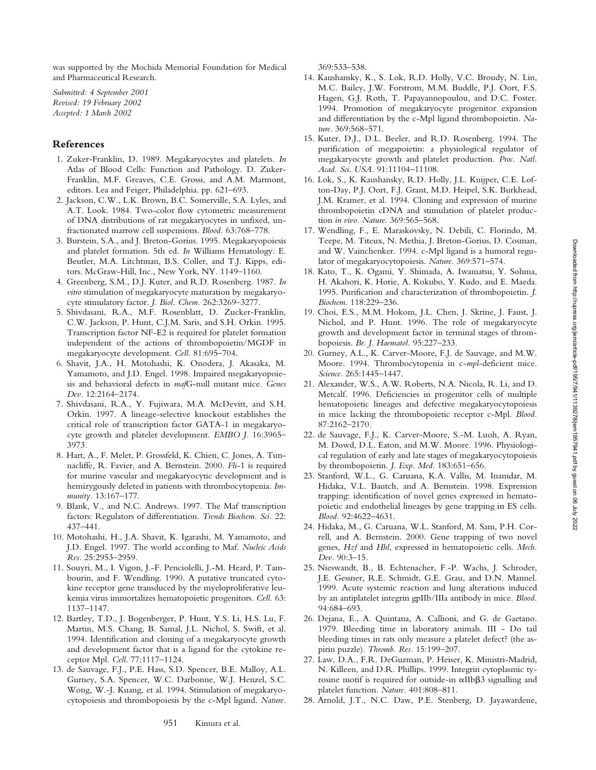was supported by the Mochida Memorial Foundation for Medical and Pharmaceutical Research.

*Submitted: 4 September 2001*
*Revised: 19 February 2002*
*Accepted: 1 March 2002*

## References

1. Zuker-Franklin, D. 1989. Megakaryocytes and platelets. *In* Atlas of Blood Cells: Function and Pathology. D. Zuker-Franklin, M.F. Greaves, C.E. Grossi, and A.M. Marmont, editors. Lea and Feiger, Philadelphia. pp. 621–693.
2. Jackson, C.W., L.K. Brown, B.C. Somerville, S.A. Lyles, and A.T. Look. 1984. Two-color flow cytometric measurement of DNA distributions of rat megakaryocytes in unfixed, unfractionated marrow cell suspensions. *Blood.* 63:768–778.
3. Burstein, S.A., and J. Breton-Gorius. 1995. Megakaryopoiesis and platelet formation. 5th ed. *In* Williams Hematology. E. Beutler, M.A. Litchtman, B.S. Coller, and T.J. Kipps, editors. McGraw-Hill, Inc., New York, NY. 1149–1160.
4. Greenberg, S.M., D.J. Kuter, and R.D. Rosenberg. 1987. *In vitro* stimulation of megakaryocyte maturation by megakaryocyte stimulatory factor. *J. Biol. Chem.* 262:3269–3277.
5. Shivdasani, R.A., M.F. Rosenblatt, D. Zucker-Franklin, C.W. Jackson, P. Hunt, C.J.M. Saris, and S.H. Orkin. 1995. Transcription factor NF-E2 is required for platelet formation independent of the actions of thrombopoietin/MGDF in megakaryocyte development. *Cell.* 81:695–704.
6. Shavit, J.A., H. Motohashi, K. Onodera, J. Akasaka, M. Yamamoto, and J.D. Engel. 1998. Impaired megakaryopoiesis and behavioral defects in *maf*G-null mutant mice. *Genes Dev.* 12:2164–2174.
7. Shivdasani, R.A., Y. Fujiwara, M.A. McDevitt, and S.H. Orkin. 1997. A lineage-selective knockout establishes the critical role of transcription factor GATA-1 in megakaryocyte growth and platelet development. *EMBO J.* 16:3965–3973.
8. Hart, A., F. Melet, P. Grossfeld, K. Chien, C. Jones, A. Tunnacliffe, R. Favier, and A. Bernstein. 2000. *Fli*-1 is required for murine vascular and megakaryocytic development and is hemizygously deleted in patients with thrombocytopenia. *Immunity.* 13:167–177.
9. Blank, V., and N.C. Andrews. 1997. The Maf transcription factors: Regulators of differentiation. *Trends Biochem. Sci.* 22: 437–441.
10. Motohashi, H., J.A. Shavit, K. Igarashi, M. Yamamoto, and J.D. Engel. 1997. The world according to Maf. *Nucleic Acids Res.* 25:2953–2959.
11. Souyri, M., I. Vigon, J.-F. Penciolelli, J.-M. Heard, P. Tambourin, and F. Wendling. 1990. A putative truncated cytokine receptor gene transduced by the myeloproliferative leukemia virus immortalizes hematopoietic progenitors. *Cell.* 63: 1137–1147.
12. Bartley, T.D., J. Bogenberger, P. Hunt, Y.S. Li, H.S. Lu, F. Martin, M.S. Chang, B. Samal, J.L. Nichol, S. Swift, et al. 1994. Identification and cloning of a megakaryocyte growth and development factor that is a ligand for the cytokine receptor Mpl. *Cell.* 77:1117–1124.
13. de Sauvage, F.J., P.E. Hass, S.D. Spencer, B.E. Malloy, A.L. Gurney, S.A. Spencer, W.C. Darbonne, W.J. Henzel, S.C. Wong, W.-J. Kuang, et al. 1994. Stimulation of megakaryocytopoiesis and thrombopoiesis by the c-Mpl ligand. *Nature.* 369:533–538.
14. Kaushansky, K., S. Lok, R.D. Holly, V.C. Broudy, N. Lin, M.C. Bailey, J.W. Forstrom, M.M. Buddle, P.J. Oort, F.S. Hagen, G.J. Roth, T. Papayannopoulou, and D.C. Foster. 1994. Promotion of megakaryocyte progenitor expansion and differentiation by the c-Mpl ligand thrombopoietin. *Nature.* 369:568–571.
15. Kuter, D.J., D.L. Beeler, and R.D. Rosenberg. 1994. The purification of megapoietin: a physiological regulator of megakaryocyte growth and platelet production. *Proc. Natl. Acad. Sci. USA.* 91:11104–11108.
16. Lok, S., K. Kaushansky, R.D. Holly, J.L. Kuijper, C.E. Lofton-Day, P.J. Oort, F.J. Grant, M.D. Heipel, S.K. Burkhead, J.M. Kramer, et al. 1994. Cloning and expression of murine thrombopoietin cDNA and stimulation of platelet production *in vivo*. *Nature.* 369:565–568.
17. Wendling, F., E. Maraskovsky, N. Debili, C. Florindo, M. Teepe, M. Titeux, N. Methia, J. Breton-Gorius, D. Cosman, and W. Vainchenker. 1994. c-Mpl ligand is a humoral regulator of megakaryocytopoiesis. *Nature.* 369:571–574.
18. Kato, T., K. Ogami, Y. Shimada, A. Iwamatsu, Y. Sohma, H. Akahori, K. Horie, A. Kokubo, Y. Kudo, and E. Maeda. 1995. Purification and characterization of thrombopoietin. *J. Biochem.* 118:229–236.
19. Choi, E.S., M.M. Hokom, J.L. Chen, J. Skrine, J. Faust, J. Nichol, and P. Hunt. 1996. The role of megakaryocyte growth and development factor in terminal stages of thrombopoiesis. *Br. J. Haematol.* 95:227–233.
20. Gurney, A.L., K. Carver-Moore, F.J. de Sauvage, and M.W. Moore. 1994. Thrombocytopenia in c-*mpl*-deficient mice. *Science.* 265:1445–1447.
21. Alexander, W.S., A.W. Roberts, N.A. Nicola, R. Li, and D. Metcalf. 1996. Deficiencies in progenitor cells of multiple hematopoietic lineages and defective megakaryocytopoiesis in mice lacking the thrombopoietic receptor c-Mpl. *Blood.* 87:2162–2170.
22. de Sauvage, F.J., K. Carver-Moore, S.-M. Luoh, A. Ryan, M. Dowd, D.L. Eaton, and M.W. Moore. 1996. Physiological regulation of early and late stages of megakaryocytopoiesis by thrombopoietin. *J. Exp. Med.* 183:651–656.
23. Stanford, W.L., G. Caruana, K.A. Vallis, M. Inamdar, M. Hidaka, V.L. Bautch, and A. Bernstein. 1998. Expression trapping: identification of novel genes expressed in hematopoietic and endothelial lineages by gene trapping in ES cells. *Blood.* 92:4622–4631.
24. Hidaka, M., G. Caruana, W.L. Stanford, M. Sam, P.H. Correll, and A. Bernstein. 2000. Gene trapping of two novel genes, *Hzf* and *Hhl*, expressed in hematopoietic cells. *Mech. Dev.* 90:3–15.
25. Nieswandt, B., B. Echtenacher, F.-P. Wachs, J. Schroder, J.E. Gessner, R.E. Schmidt, G.E. Grau, and D.N. Mannel. 1999. Acute systemic reaction and lung alterations induced by an antiplatelet integrin gpIIb/IIIa antibody in mice. *Blood.* 94:684–693.
26. Dejana, E., A. Quintana, A. Callioni, and G. de Gaetano. 1979. Bleeding time in laboratory animals. III - Do tail bleeding times in rats only measure a platelet defect? (the aspirin puzzle). *Thromb. Res.* 15:199–207.
27. Law, D.A., F.R. DeGuzman, P. Heiser, K. Ministri-Madrid, N. Killeen, and D.R. Phillips. 1999. Integrin cytoplasmic tyrosine motif is required for outside-in αIIbβ3 signalling and platelet function. *Nature.* 401:808–811.
28. Arnold, J.T., N.C. Daw, P.E. Stenberg, D. Jayawardene,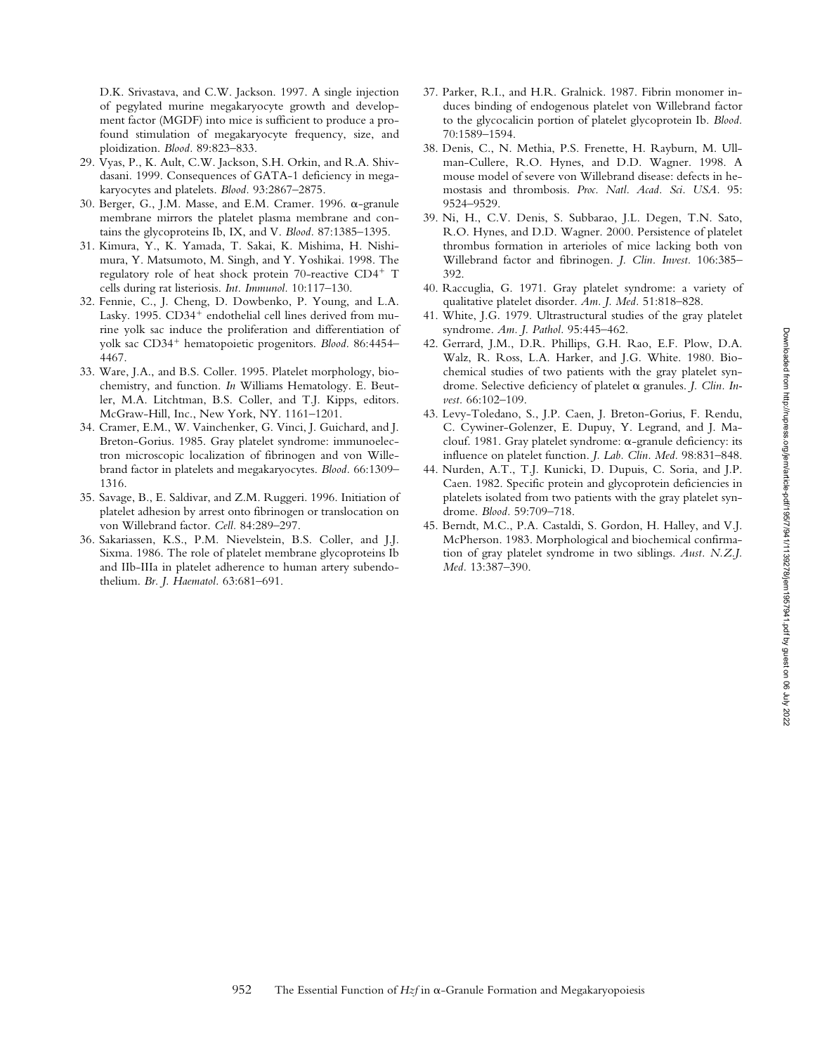D.K. Srivastava, and C.W. Jackson. 1997. A single injection of pegylated murine megakaryocyte growth and development factor (MGDF) into mice is sufficient to produce a profound stimulation of megakaryocyte frequency, size, and ploidization. *Blood.* 89:823–833.

29. Vyas, P., K. Ault, C.W. Jackson, S.H. Orkin, and R.A. Shivdasani. 1999. Consequences of GATA-1 deficiency in megakaryocytes and platelets. *Blood.* 93:2867–2875.
30. Berger, G., J.M. Masse, and E.M. Cramer. 1996. α-granule membrane mirrors the platelet plasma membrane and contains the glycoproteins Ib, IX, and V. *Blood.* 87:1385–1395.
31. Kimura, Y., K. Yamada, T. Sakai, K. Mishima, H. Nishimura, Y. Matsumoto, M. Singh, and Y. Yoshikai. 1998. The regulatory role of heat shock protein 70-reactive CD4$^{+}$ T cells during rat listeriosis. *Int. Immunol.* 10:117–130.
32. Fennie, C., J. Cheng, D. Dowbenko, P. Young, and L.A. Lasky. 1995. CD34$^{+}$ endothelial cell lines derived from murine yolk sac induce the proliferation and differentiation of yolk sac CD34$^{+}$ hematopoietic progenitors. *Blood.* 86:4454–4467.
33. Ware, J.A., and B.S. Coller. 1995. Platelet morphology, biochemistry, and function. *In* Williams Hematology. E. Beutler, M.A. Litchtman, B.S. Coller, and T.J. Kipps, editors. McGraw-Hill, Inc., New York, NY. 1161–1201.
34. Cramer, E.M., W. Vainchenker, G. Vinci, J. Guichard, and J. Breton-Gorius. 1985. Gray platelet syndrome: immunoelectron microscopic localization of fibrinogen and von Willebrand factor in platelets and megakaryocytes. *Blood.* 66:1309–1316.
35. Savage, B., E. Saldivar, and Z.M. Ruggeri. 1996. Initiation of platelet adhesion by arrest onto fibrinogen or translocation on von Willebrand factor. *Cell.* 84:289–297.
36. Sakariassen, K.S., P.M. Nievelstein, B.S. Coller, and J.J. Sixma. 1986. The role of platelet membrane glycoproteins Ib and IIb-IIIa in platelet adherence to human artery subendothelium. *Br. J. Haematol.* 63:681–691.
37. Parker, R.I., and H.R. Gralnick. 1987. Fibrin monomer induces binding of endogenous platelet von Willebrand factor to the glycocalicin portion of platelet glycoprotein Ib. *Blood.* 70:1589–1594.
38. Denis, C., N. Methia, P.S. Frenette, H. Rayburn, M. Ullman-Cullere, R.O. Hynes, and D.D. Wagner. 1998. A mouse model of severe von Willebrand disease: defects in hemostasis and thrombosis. *Proc. Natl. Acad. Sci. USA.* 95: 9524–9529.
39. Ni, H., C.V. Denis, S. Subbarao, J.L. Degen, T.N. Sato, R.O. Hynes, and D.D. Wagner. 2000. Persistence of platelet thrombus formation in arterioles of mice lacking both von Willebrand factor and fibrinogen. *J. Clin. Invest.* 106:385–392.
40. Raccuglia, G. 1971. Gray platelet syndrome: a variety of qualitative platelet disorder. *Am. J. Med.* 51:818–828.
41. White, J.G. 1979. Ultrastructural studies of the gray platelet syndrome. *Am. J. Pathol.* 95:445–462.
42. Gerrard, J.M., D.R. Phillips, G.H. Rao, E.F. Plow, D.A. Walz, R. Ross, L.A. Harker, and J.G. White. 1980. Biochemical studies of two patients with the gray platelet syndrome. Selective deficiency of platelet α granules. *J. Clin. Invest.* 66:102–109.
43. Levy-Toledano, S., J.P. Caen, J. Breton-Gorius, F. Rendu, C. Cywiner-Golenzer, E. Dupuy, Y. Legrand, and J. Maclouf. 1981. Gray platelet syndrome: α-granule deficiency: its influence on platelet function. *J. Lab. Clin. Med.* 98:831–848.
44. Nurden, A.T., T.J. Kunicki, D. Dupuis, C. Soria, and J.P. Caen. 1982. Specific protein and glycoprotein deficiencies in platelets isolated from two patients with the gray platelet syndrome. *Blood.* 59:709–718.
45. Berndt, M.C., P.A. Castaldi, S. Gordon, H. Halley, and V.J. McPherson. 1983. Morphological and biochemical confirmation of gray platelet syndrome in two siblings. *Aust. N.Z.J. Med.* 13:387–390.